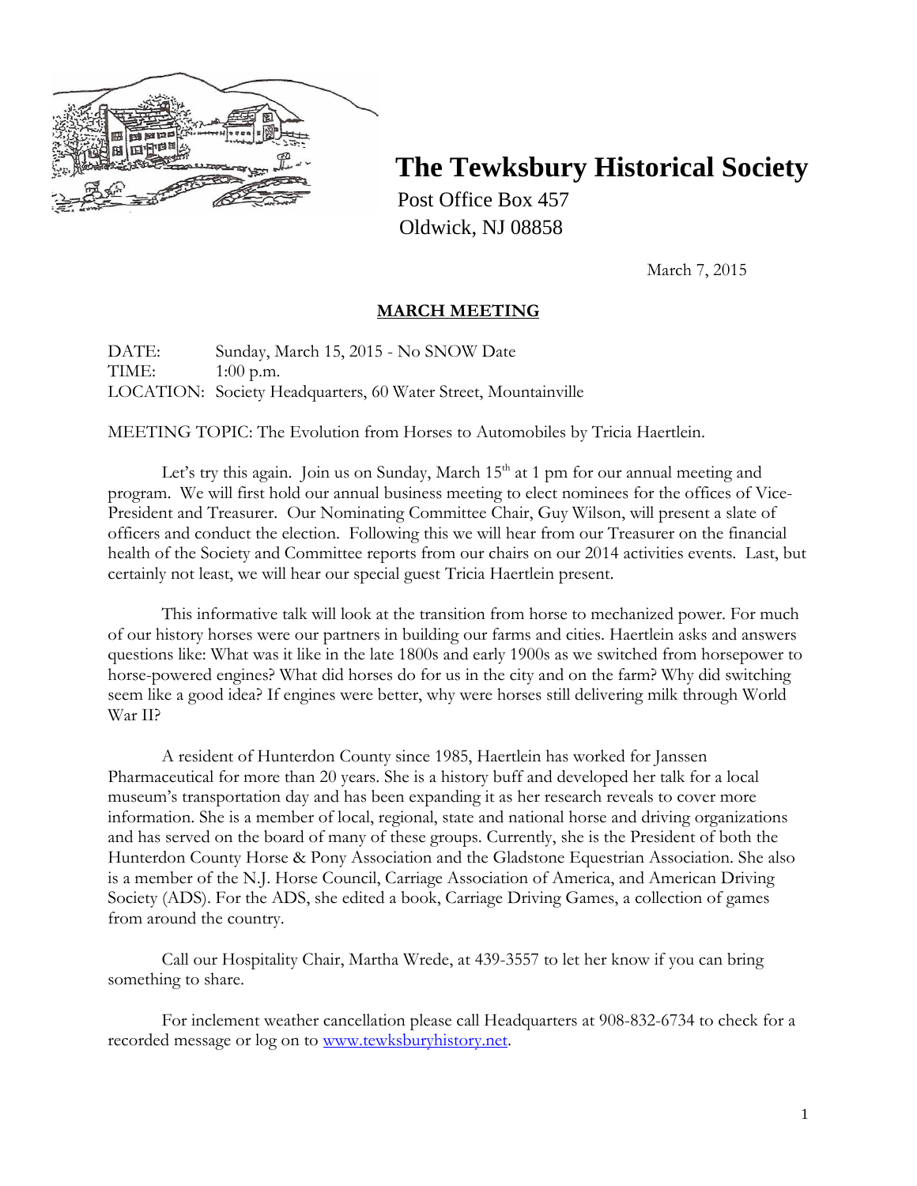# The Tewksbury Historical Society

Post Office Box 457
Oldwick, NJ 08858

March 7, 2015

## MARCH MEETING

DATE: Sunday, March 15, 2015 - No SNOW Date
TIME: 1:00 p.m.
LOCATION: Society Headquarters, 60 Water Street, Mountainville

MEETING TOPIC: The Evolution from Horses to Automobiles by Tricia Haertlein.

Let's try this again. Join us on Sunday, March 15th at 1 pm for our annual meeting and program. We will first hold our annual business meeting to elect nominees for the offices of Vice-President and Treasurer. Our Nominating Committee Chair, Guy Wilson, will present a slate of officers and conduct the election. Following this we will hear from our Treasurer on the financial health of the Society and Committee reports from our chairs on our 2014 activities events. Last, but certainly not least, we will hear our special guest Tricia Haertlein present.

This informative talk will look at the transition from horse to mechanized power. For much of our history horses were our partners in building our farms and cities. Haertlein asks and answers questions like: What was it like in the late 1800s and early 1900s as we switched from horsepower to horse-powered engines? What did horses do for us in the city and on the farm? Why did switching seem like a good idea? If engines were better, why were horses still delivering milk through World War II?

A resident of Hunterdon County since 1985, Haertlein has worked for Janssen Pharmaceutical for more than 20 years. She is a history buff and developed her talk for a local museum's transportation day and has been expanding it as her research reveals to cover more information. She is a member of local, regional, state and national horse and driving organizations and has served on the board of many of these groups. Currently, she is the President of both the Hunterdon County Horse & Pony Association and the Gladstone Equestrian Association. She also is a member of the N.J. Horse Council, Carriage Association of America, and American Driving Society (ADS). For the ADS, she edited a book, Carriage Driving Games, a collection of games from around the country.

Call our Hospitality Chair, Martha Wrede, at 439-3557 to let her know if you can bring something to share.

For inclement weather cancellation please call Headquarters at 908-832-6734 to check for a recorded message or log on to www.tewksburyhistory.net.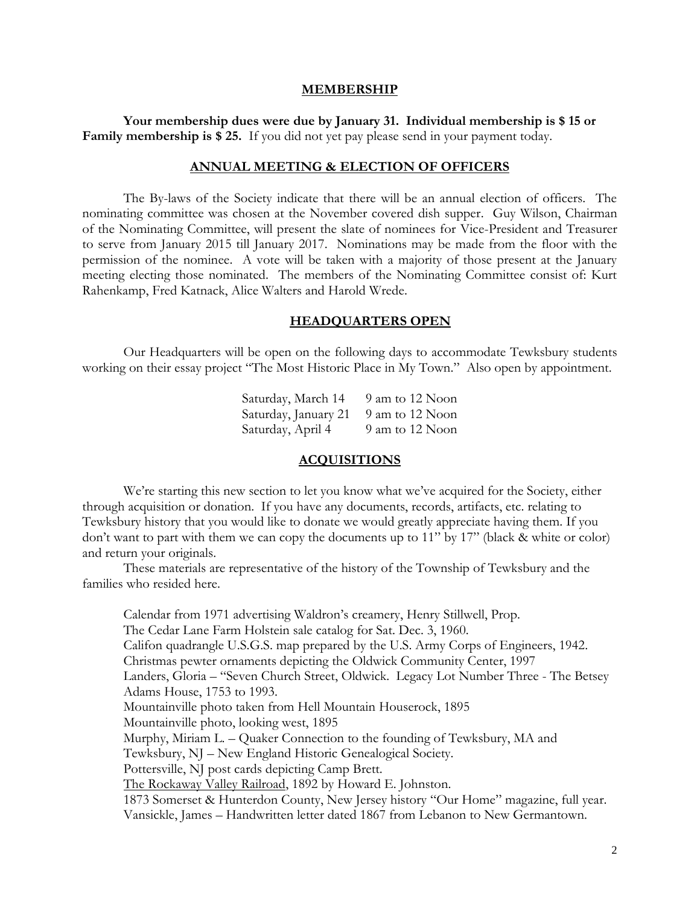## MEMBERSHIP

**Your membership dues were due by January 31. Individual membership is $ 15 or Family membership is $ 25.** If you did not yet pay please send in your payment today.

## ANNUAL MEETING & ELECTION OF OFFICERS

The By-laws of the Society indicate that there will be an annual election of officers. The nominating committee was chosen at the November covered dish supper. Guy Wilson, Chairman of the Nominating Committee, will present the slate of nominees for Vice-President and Treasurer to serve from January 2015 till January 2017. Nominations may be made from the floor with the permission of the nominee. A vote will be taken with a majority of those present at the January meeting electing those nominated. The members of the Nominating Committee consist of: Kurt Rahenkamp, Fred Katnack, Alice Walters and Harold Wrede.

## HEADQUARTERS OPEN

Our Headquarters will be open on the following days to accommodate Tewksbury students working on their essay project "The Most Historic Place in My Town." Also open by appointment.

| | |
|---|---|
| Saturday, March 14 | 9 am to 12 Noon |
| Saturday, January 21 | 9 am to 12 Noon |
| Saturday, April 4 | 9 am to 12 Noon |

## ACQUISITIONS

We're starting this new section to let you know what we've acquired for the Society, either through acquisition or donation. If you have any documents, records, artifacts, etc. relating to Tewksbury history that you would like to donate we would greatly appreciate having them. If you don't want to part with them we can copy the documents up to 11" by 17" (black & white or color) and return your originals.

These materials are representative of the history of the Township of Tewksbury and the families who resided here.

Calendar from 1971 advertising Waldron's creamery, Henry Stillwell, Prop.
The Cedar Lane Farm Holstein sale catalog for Sat. Dec. 3, 1960.
Califon quadrangle U.S.G.S. map prepared by the U.S. Army Corps of Engineers, 1942.
Christmas pewter ornaments depicting the Oldwick Community Center, 1997
Landers, Gloria – "Seven Church Street, Oldwick. Legacy Lot Number Three - The Betsey Adams House, 1753 to 1993.
Mountainville photo taken from Hell Mountain Houserock, 1895
Mountainville photo, looking west, 1895
Murphy, Miriam L. – Quaker Connection to the founding of Tewksbury, MA and Tewksbury, NJ – New England Historic Genealogical Society.
Pottersville, NJ post cards depicting Camp Brett.
The Rockaway Valley Railroad, 1892 by Howard E. Johnston.
1873 Somerset & Hunterdon County, New Jersey history "Our Home" magazine, full year.
Vansickle, James – Handwritten letter dated 1867 from Lebanon to New Germantown.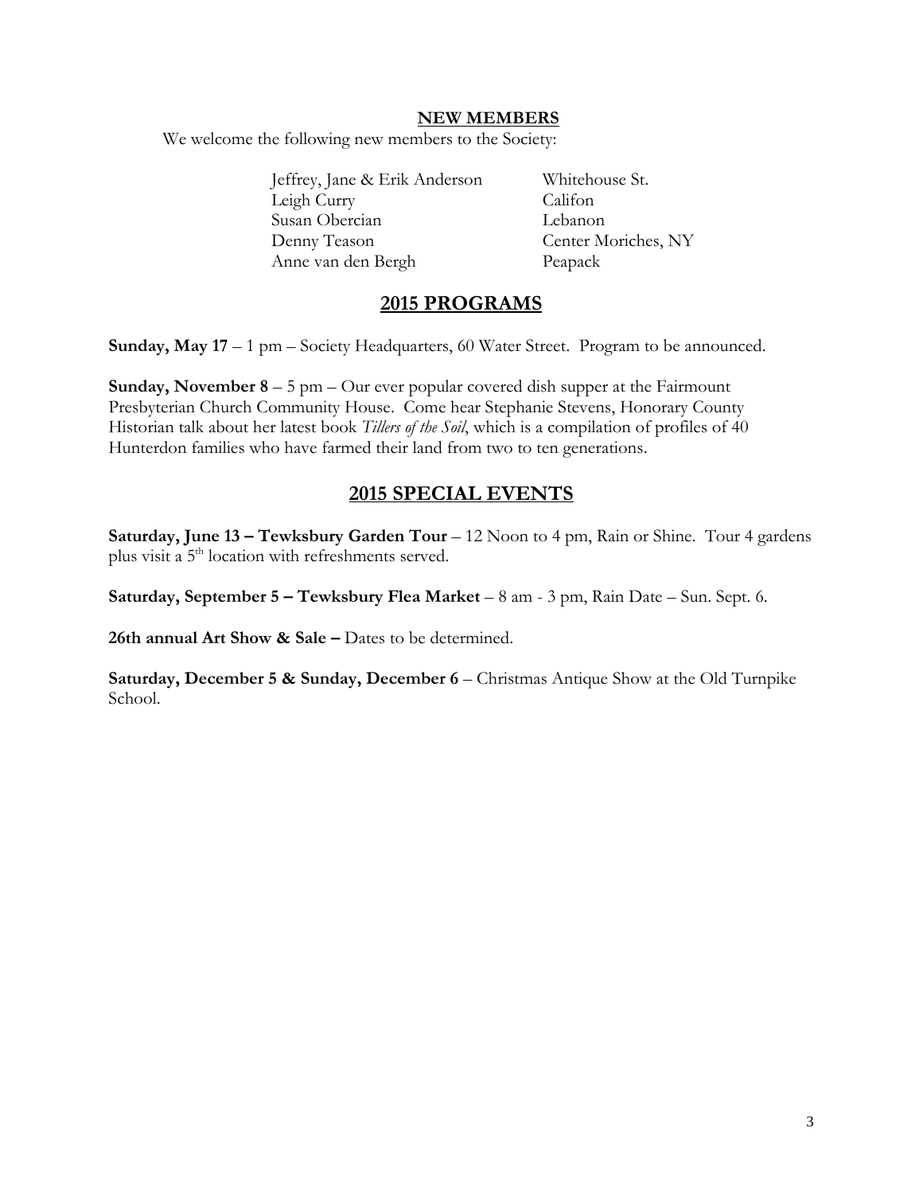## NEW MEMBERS

We welcome the following new members to the Society:

| | |
|---|---|
| Jeffrey, Jane & Erik Anderson | Whitehouse St. |
| Leigh Curry | Califon |
| Susan Obercian | Lebanon |
| Denny Teason | Center Moriches, NY |
| Anne van den Bergh | Peapack |

## 2015 PROGRAMS

**Sunday, May 17** – 1 pm – Society Headquarters, 60 Water Street. Program to be announced.

**Sunday, November 8** – 5 pm – Our ever popular covered dish supper at the Fairmount Presbyterian Church Community House. Come hear Stephanie Stevens, Honorary County Historian talk about her latest book *Tillers of the Soil*, which is a compilation of profiles of 40 Hunterdon families who have farmed their land from two to ten generations.

## 2015 SPECIAL EVENTS

**Saturday, June 13 – Tewksbury Garden Tour** – 12 Noon to 4 pm, Rain or Shine. Tour 4 gardens plus visit a 5th location with refreshments served.

**Saturday, September 5 – Tewksbury Flea Market** – 8 am - 3 pm, Rain Date – Sun. Sept. 6.

**26th annual Art Show & Sale –** Dates to be determined.

**Saturday, December 5 & Sunday, December 6** – Christmas Antique Show at the Old Turnpike School.